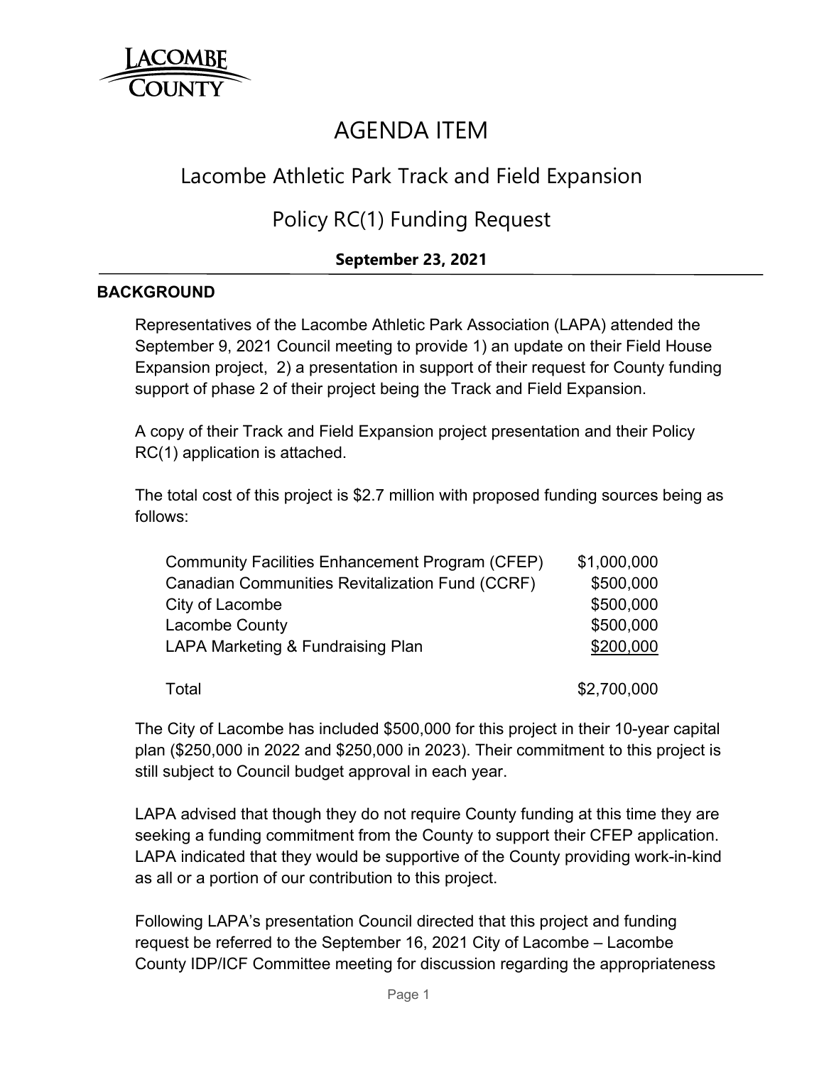# AGENDA ITEM

## Lacombe Athletic Park Track and Field Expansion

## Policy RC(1) Funding Request

**September 23, 2021**

### BACKGROUND

Representatives of the Lacombe Athletic Park Association (LAPA) attended the September 9, 2021 Council meeting to provide 1) an update on their Field House Expansion project, 2) a presentation in support of their request for County funding support of phase 2 of their project being the Track and Field Expansion.

A copy of their Track and Field Expansion project presentation and their Policy RC(1) application is attached.

The total cost of this project is $2.7 million with proposed funding sources being as follows:

| Funding Source | Amount |
|---|---|
| Community Facilities Enhancement Program (CFEP) | $1,000,000 |
| Canadian Communities Revitalization Fund (CCRF) | $500,000 |
| City of Lacombe | $500,000 |
| Lacombe County | $500,000 |
| LAPA Marketing & Fundraising Plan | $200,000 |
| Total | $2,700,000 |

The City of Lacombe has included $500,000 for this project in their 10-year capital plan ($250,000 in 2022 and $250,000 in 2023). Their commitment to this project is still subject to Council budget approval in each year.

LAPA advised that though they do not require County funding at this time they are seeking a funding commitment from the County to support their CFEP application. LAPA indicated that they would be supportive of the County providing work-in-kind as all or a portion of our contribution to this project.

Following LAPA's presentation Council directed that this project and funding request be referred to the September 16, 2021 City of Lacombe – Lacombe County IDP/ICF Committee meeting for discussion regarding the appropriateness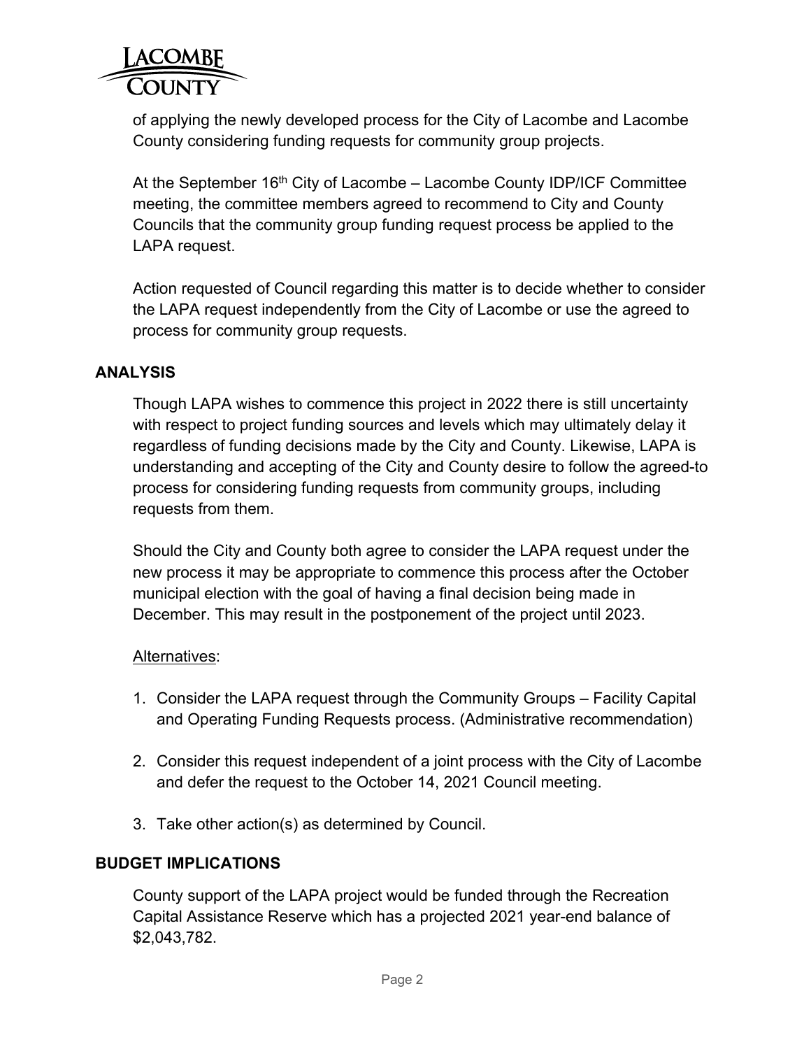of applying the newly developed process for the City of Lacombe and Lacombe County considering funding requests for community group projects.

At the September 16th City of Lacombe – Lacombe County IDP/ICF Committee meeting, the committee members agreed to recommend to City and County Councils that the community group funding request process be applied to the LAPA request.

Action requested of Council regarding this matter is to decide whether to consider the LAPA request independently from the City of Lacombe or use the agreed to process for community group requests.

## ANALYSIS

Though LAPA wishes to commence this project in 2022 there is still uncertainty with respect to project funding sources and levels which may ultimately delay it regardless of funding decisions made by the City and County. Likewise, LAPA is understanding and accepting of the City and County desire to follow the agreed-to process for considering funding requests from community groups, including requests from them.

Should the City and County both agree to consider the LAPA request under the new process it may be appropriate to commence this process after the October municipal election with the goal of having a final decision being made in December. This may result in the postponement of the project until 2023.

Alternatives:

1. Consider the LAPA request through the Community Groups – Facility Capital and Operating Funding Requests process. (Administrative recommendation)
2. Consider this request independent of a joint process with the City of Lacombe and defer the request to the October 14, 2021 Council meeting.
3. Take other action(s) as determined by Council.

## BUDGET IMPLICATIONS

County support of the LAPA project would be funded through the Recreation Capital Assistance Reserve which has a projected 2021 year-end balance of $2,043,782.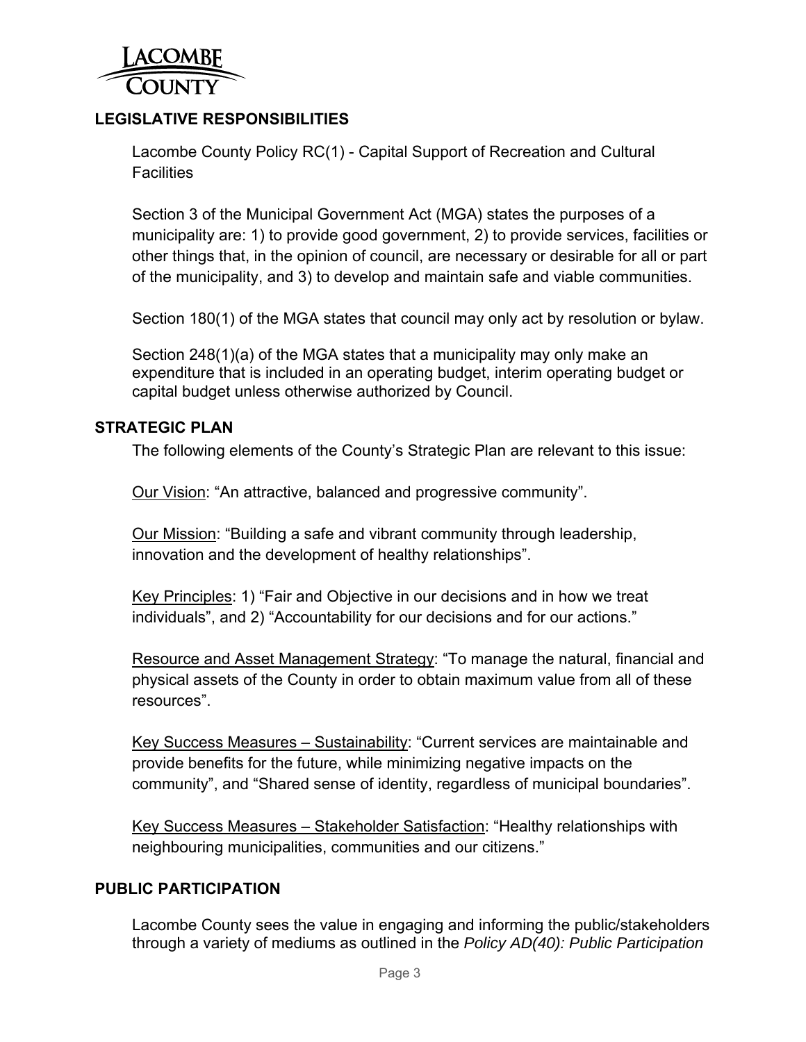## LEGISLATIVE RESPONSIBILITIES

Lacombe County Policy RC(1) - Capital Support of Recreation and Cultural Facilities

Section 3 of the Municipal Government Act (MGA) states the purposes of a municipality are: 1) to provide good government, 2) to provide services, facilities or other things that, in the opinion of council, are necessary or desirable for all or part of the municipality, and 3) to develop and maintain safe and viable communities.

Section 180(1) of the MGA states that council may only act by resolution or bylaw.

Section 248(1)(a) of the MGA states that a municipality may only make an expenditure that is included in an operating budget, interim operating budget or capital budget unless otherwise authorized by Council.

## STRATEGIC PLAN

The following elements of the County's Strategic Plan are relevant to this issue:

<u>Our Vision</u>: "An attractive, balanced and progressive community".

<u>Our Mission</u>: "Building a safe and vibrant community through leadership, innovation and the development of healthy relationships".

<u>Key Principles</u>: 1) "Fair and Objective in our decisions and in how we treat individuals", and 2) "Accountability for our decisions and for our actions."

<u>Resource and Asset Management Strategy</u>: "To manage the natural, financial and physical assets of the County in order to obtain maximum value from all of these resources".

<u>Key Success Measures – Sustainability</u>: "Current services are maintainable and provide benefits for the future, while minimizing negative impacts on the community", and "Shared sense of identity, regardless of municipal boundaries".

<u>Key Success Measures – Stakeholder Satisfaction</u>: "Healthy relationships with neighbouring municipalities, communities and our citizens."

## PUBLIC PARTICIPATION

Lacombe County sees the value in engaging and informing the public/stakeholders through a variety of mediums as outlined in the *Policy AD(40): Public Participation*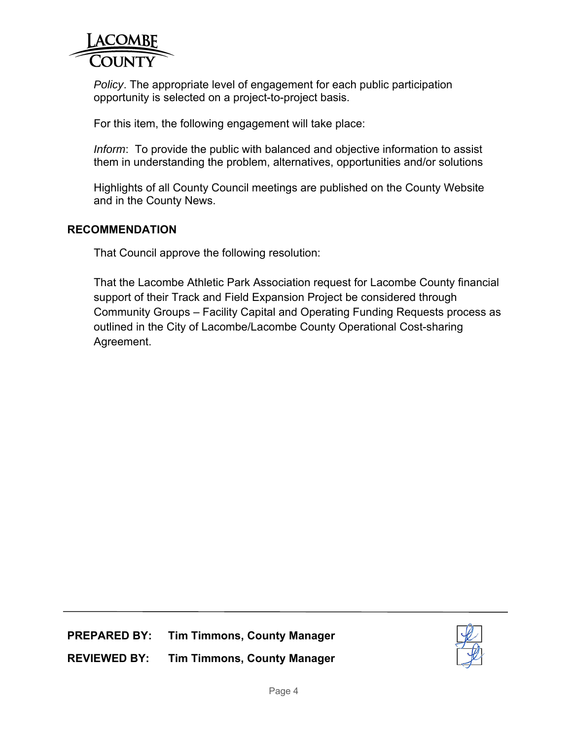*Policy*. The appropriate level of engagement for each public participation opportunity is selected on a project-to-project basis.

For this item, the following engagement will take place:

*Inform*: To provide the public with balanced and objective information to assist them in understanding the problem, alternatives, opportunities and/or solutions

Highlights of all County Council meetings are published on the County Website and in the County News.

## RECOMMENDATION

That Council approve the following resolution:

That the Lacombe Athletic Park Association request for Lacombe County financial support of their Track and Field Expansion Project be considered through Community Groups – Facility Capital and Operating Funding Requests process as outlined in the City of Lacombe/Lacombe County Operational Cost-sharing Agreement.

---

**PREPARED BY: Tim Timmons, County Manager**

**REVIEWED BY: Tim Timmons, County Manager**